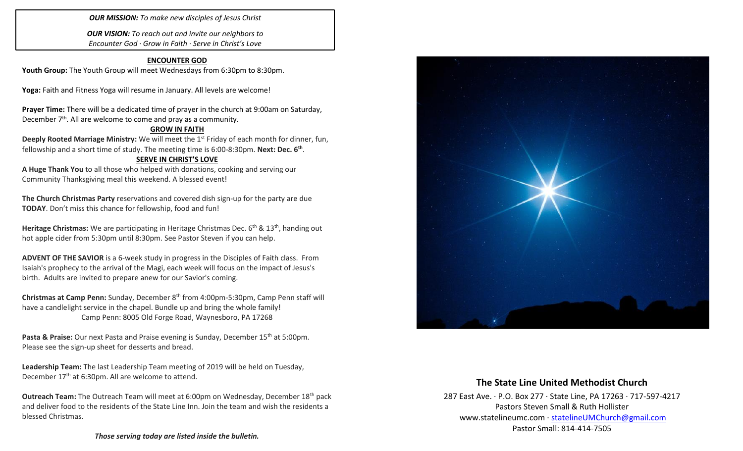***OUR MISSION:*** *To make new disciples of Jesus Christ*

***OUR VISION:*** *To reach out and invite our neighbors to Encounter God · Grow in Faith · Serve in Christ's Love*

## ENCOUNTER GOD

**Youth Group:** The Youth Group will meet Wednesdays from 6:30pm to 8:30pm.

**Yoga:** Faith and Fitness Yoga will resume in January. All levels are welcome!

**Prayer Time:** There will be a dedicated time of prayer in the church at 9:00am on Saturday, December 7th. All are welcome to come and pray as a community.

## GROW IN FAITH

**Deeply Rooted Marriage Ministry:** We will meet the 1st Friday of each month for dinner, fun, fellowship and a short time of study. The meeting time is 6:00-8:30pm. **Next: Dec. 6th**.

## SERVE IN CHRIST'S LOVE

**A Huge Thank You** to all those who helped with donations, cooking and serving our Community Thanksgiving meal this weekend. A blessed event!

**The Church Christmas Party** reservations and covered dish sign-up for the party are due **TODAY**. Don't miss this chance for fellowship, food and fun!

**Heritage Christmas:** We are participating in Heritage Christmas Dec. 6th & 13th, handing out hot apple cider from 5:30pm until 8:30pm. See Pastor Steven if you can help.

**ADVENT OF THE SAVIOR** is a 6-week study in progress in the Disciples of Faith class. From Isaiah's prophecy to the arrival of the Magi, each week will focus on the impact of Jesus's birth. Adults are invited to prepare anew for our Savior's coming.

**Christmas at Camp Penn:** Sunday, December 8th from 4:00pm-5:30pm, Camp Penn staff will have a candlelight service in the chapel. Bundle up and bring the whole family!
Camp Penn: 8005 Old Forge Road, Waynesboro, PA 17268

**Pasta & Praise:** Our next Pasta and Praise evening is Sunday, December 15th at 5:00pm. Please see the sign-up sheet for desserts and bread.

**Leadership Team:** The last Leadership Team meeting of 2019 will be held on Tuesday, December 17th at 6:30pm. All are welcome to attend.

**Outreach Team:** The Outreach Team will meet at 6:00pm on Wednesday, December 18th pack and deliver food to the residents of the State Line Inn. Join the team and wish the residents a blessed Christmas.

***Those serving today are listed inside the bulletin.***

## The State Line United Methodist Church

287 East Ave. · P.O. Box 277 · State Line, PA 17263 · 717-597-4217
Pastors Steven Small & Ruth Hollister
www.statelineumc.com · statelineUMChurch@gmail.com
Pastor Small: 814-414-7505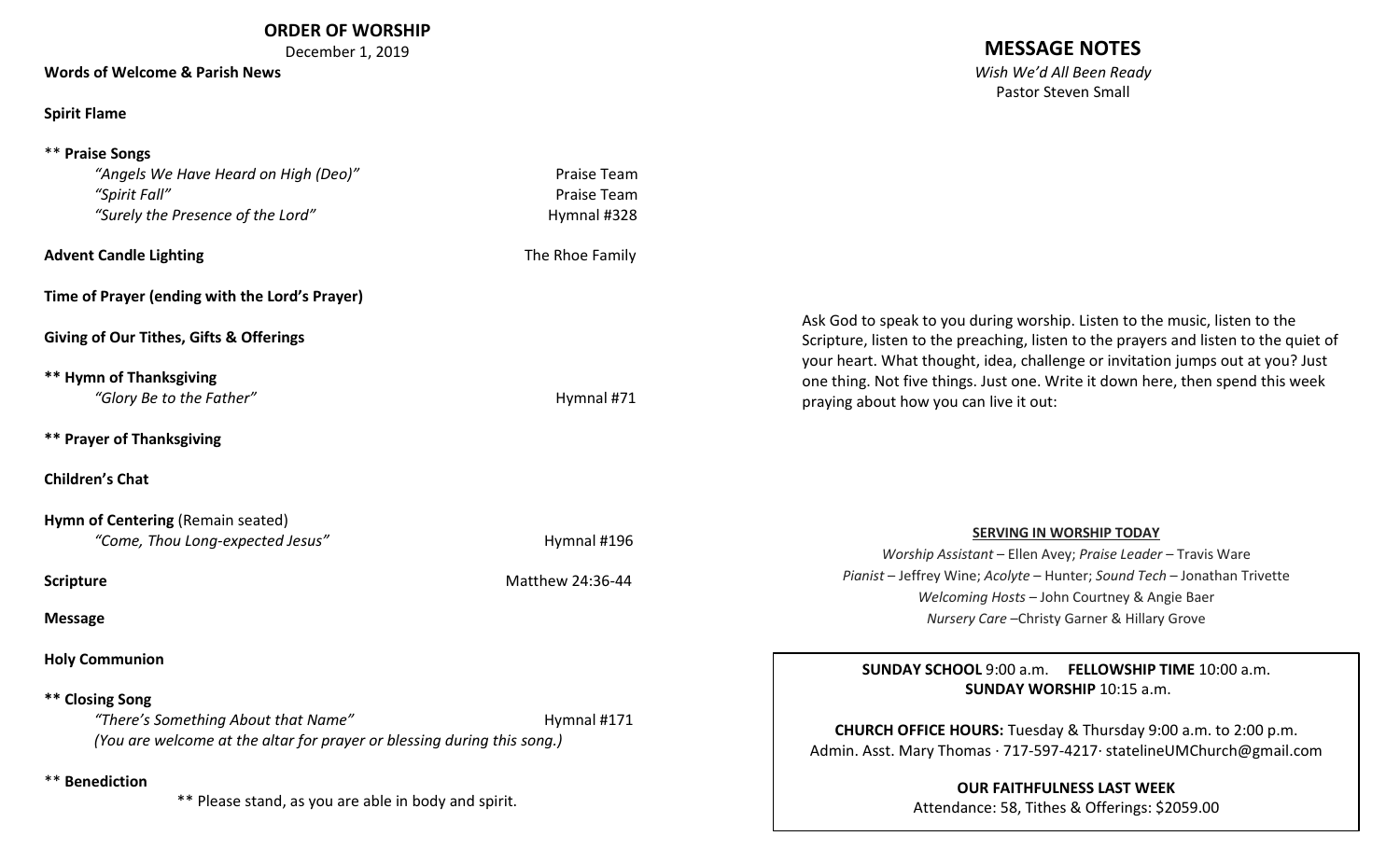## ORDER OF WORSHIP

December 1, 2019

**Words of Welcome & Parish News**

**Spirit Flame**

** **Praise Songs**

*"Angels We Have Heard on High (Deo)"* — Praise Team
*"Spirit Fall"* — Praise Team
*"Surely the Presence of the Lord"* — Hymnal #328

**Advent Candle Lighting** — The Rhoe Family

**Time of Prayer (ending with the Lord's Prayer)**

**Giving of Our Tithes, Gifts & Offerings**

** **Hymn of Thanksgiving**

*"Glory Be to the Father"* — Hymnal #71

** **Prayer of Thanksgiving**

**Children's Chat**

**Hymn of Centering** (Remain seated)

*"Come, Thou Long-expected Jesus"* — Hymnal #196

**Scripture** — Matthew 24:36-44

**Message**

**Holy Communion**

** **Closing Song**

*"There's Something About that Name"* — Hymnal #171
*(You are welcome at the altar for prayer or blessing during this song.)*

** **Benediction**

** Please stand, as you are able in body and spirit.

## MESSAGE NOTES

*Wish We'd All Been Ready*
Pastor Steven Small

Ask God to speak to you during worship. Listen to the music, listen to the Scripture, listen to the preaching, listen to the prayers and listen to the quiet of your heart. What thought, idea, challenge or invitation jumps out at you? Just one thing. Not five things. Just one. Write it down here, then spend this week praying about how you can live it out:

**SERVING IN WORSHIP TODAY**

*Worship Assistant* – Ellen Avey; *Praise Leader* – Travis Ware
*Pianist* – Jeffrey Wine; *Acolyte* – Hunter; *Sound Tech* – Jonathan Trivette
*Welcoming Hosts* – John Courtney & Angie Baer
*Nursery Care* –Christy Garner & Hillary Grove

**SUNDAY SCHOOL** 9:00 a.m. **FELLOWSHIP TIME** 10:00 a.m.
**SUNDAY WORSHIP** 10:15 a.m.

**CHURCH OFFICE HOURS:** Tuesday & Thursday 9:00 a.m. to 2:00 p.m.
Admin. Asst. Mary Thomas · 717-597-4217· statelineUMChurch@gmail.com

**OUR FAITHFULNESS LAST WEEK**
Attendance: 58, Tithes & Offerings: $2059.00